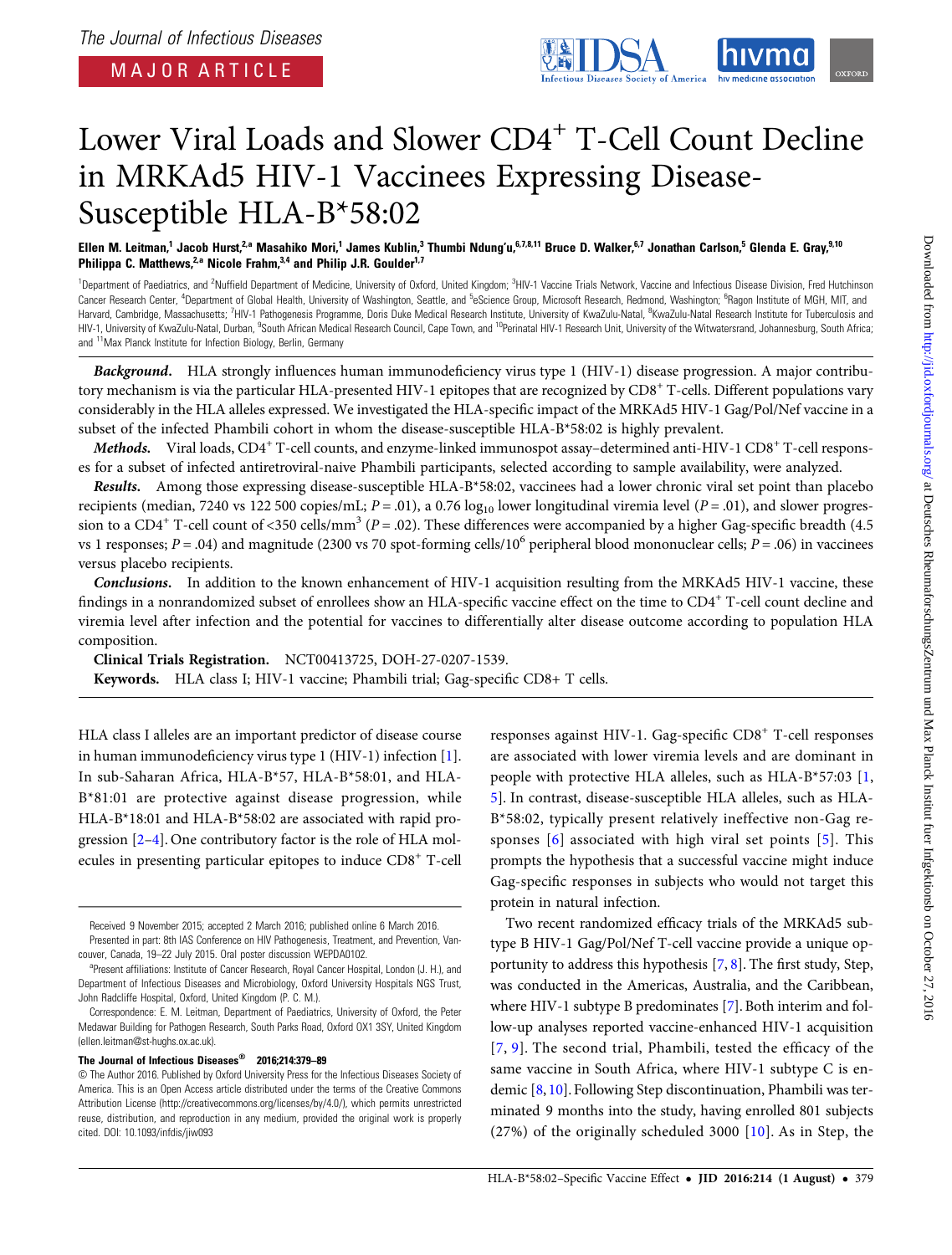The Journal of Infectious Diseases

MAJOR ARTICLE

# Lower Viral Loads and Slower CD4$^{+}$ T-Cell Count Decline in MRKAd5 HIV-1 Vaccinees Expressing Disease-Susceptible HLA-B*58:02

**Ellen M. Leitman,[1] Jacob Hurst,[2,a] Masahiko Mori,[1] James Kublin,[3] Thumbi Ndung'u,[6,7,8,11] Bruce D. Walker,[6,7] Jonathan Carlson,[5] Glenda E. Gray,[9,10] Philippa C. Matthews,[2,a] Nicole Frahm,[3,4] and Philip J.R. Goulder[1,7]**

[1]Department of Paediatrics, and [2]Nuffield Department of Medicine, University of Oxford, United Kingdom; [3]HIV-1 Vaccine Trials Network, Vaccine and Infectious Disease Division, Fred Hutchinson Cancer Research Center, [4]Department of Global Health, University of Washington, Seattle, and [5]eScience Group, Microsoft Research, Redmond, Washington; [6]Ragon Institute of MGH, MIT, and Harvard, Cambridge, Massachusetts; [7]HIV-1 Pathogenesis Programme, Doris Duke Medical Research Institute, University of KwaZulu-Natal, [8]KwaZulu-Natal Research Institute for Tuberculosis and HIV-1, University of KwaZulu-Natal, Durban, [9]South African Medical Research Council, Cape Town, and [10]Perinatal HIV-1 Research Unit, University of the Witwatersrand, Johannesburg, South Africa; and [11]Max Planck Institute for Infection Biology, Berlin, Germany

***Background.*** HLA strongly influences human immunodeficiency virus type 1 (HIV-1) disease progression. A major contributory mechanism is via the particular HLA-presented HIV-1 epitopes that are recognized by CD8$^{+}$ T-cells. Different populations vary considerably in the HLA alleles expressed. We investigated the HLA-specific impact of the MRKAd5 HIV-1 Gag/Pol/Nef vaccine in a subset of the infected Phambili cohort in whom the disease-susceptible HLA-B*58:02 is highly prevalent.

***Methods.*** Viral loads, CD4$^{+}$ T-cell counts, and enzyme-linked immunospot assay–determined anti-HIV-1 CD8$^{+}$ T-cell responses for a subset of infected antiretroviral-naive Phambili participants, selected according to sample availability, were analyzed.

***Results.*** Among those expressing disease-susceptible HLA-B*58:02, vaccinees had a lower chronic viral set point than placebo recipients (median, 7240 vs 122 500 copies/mL; $P = .01$), a 0.76 $\log_{10}$ lower longitudinal viremia level ($P = .01$), and slower progression to a CD4$^{+}$ T-cell count of <350 cells/mm$^{3}$ ($P = .02$). These differences were accompanied by a higher Gag-specific breadth (4.5 vs 1 responses; $P = .04$) and magnitude (2300 vs 70 spot-forming cells/10$^{6}$ peripheral blood mononuclear cells; $P = .06$) in vaccinees versus placebo recipients.

***Conclusions.*** In addition to the known enhancement of HIV-1 acquisition resulting from the MRKAd5 HIV-1 vaccine, these findings in a nonrandomized subset of enrollees show an HLA-specific vaccine effect on the time to CD4$^{+}$ T-cell count decline and viremia level after infection and the potential for vaccines to differentially alter disease outcome according to population HLA composition.

**Clinical Trials Registration.** NCT00413725, DOH-27-0207-1539.

**Keywords.** HLA class I; HIV-1 vaccine; Phambili trial; Gag-specific CD8+ T cells.

HLA class I alleles are an important predictor of disease course in human immunodeficiency virus type 1 (HIV-1) infection [1]. In sub-Saharan Africa, HLA-B*57, HLA-B*58:01, and HLA-B*81:01 are protective against disease progression, while HLA-B*18:01 and HLA-B*58:02 are associated with rapid progression [2–4]. One contributory factor is the role of HLA molecules in presenting particular epitopes to induce CD8$^{+}$ T-cell responses against HIV-1. Gag-specific CD8$^{+}$ T-cell responses are associated with lower viremia levels and are dominant in people with protective HLA alleles, such as HLA-B*57:03 [1, 5]. In contrast, disease-susceptible HLA alleles, such as HLA-B*58:02, typically present relatively ineffective non-Gag responses [6] associated with high viral set points [5]. This prompts the hypothesis that a successful vaccine might induce Gag-specific responses in subjects who would not target this protein in natural infection.

Two recent randomized efficacy trials of the MRKAd5 subtype B HIV-1 Gag/Pol/Nef T-cell vaccine provide a unique opportunity to address this hypothesis [7, 8]. The first study, Step, was conducted in the Americas, Australia, and the Caribbean, where HIV-1 subtype B predominates [7]. Both interim and follow-up analyses reported vaccine-enhanced HIV-1 acquisition [7, 9]. The second trial, Phambili, tested the efficacy of the same vaccine in South Africa, where HIV-1 subtype C is endemic [8, 10]. Following Step discontinuation, Phambili was terminated 9 months into the study, having enrolled 801 subjects (27%) of the originally scheduled 3000 [10]. As in Step, the

Received 9 November 2015; accepted 2 March 2016; published online 6 March 2016.

Presented in part: 8th IAS Conference on HIV Pathogenesis, Treatment, and Prevention, Vancouver, Canada, 19–22 July 2015. Oral poster discussion WEPDA0102.

[a]Present affiliations: Institute of Cancer Research, Royal Cancer Hospital, London (J. H.), and Department of Infectious Diseases and Microbiology, Oxford University Hospitals NGS Trust, John Radcliffe Hospital, Oxford, United Kingdom (P. C. M.).

Correspondence: E. M. Leitman, Department of Paediatrics, University of Oxford, the Peter Medawar Building for Pathogen Research, South Parks Road, Oxford OX1 3SY, United Kingdom (ellen.leitman@st-hughs.ox.ac.uk).

**The Journal of Infectious Diseases® 2016;214:379–89**

© The Author 2016. Published by Oxford University Press for the Infectious Diseases Society of America. This is an Open Access article distributed under the terms of the Creative Commons Attribution License (http://creativecommons.org/licenses/by/4.0/), which permits unrestricted reuse, distribution, and reproduction in any medium, provided the original work is properly cited. DOI: 10.1093/infdis/jiw093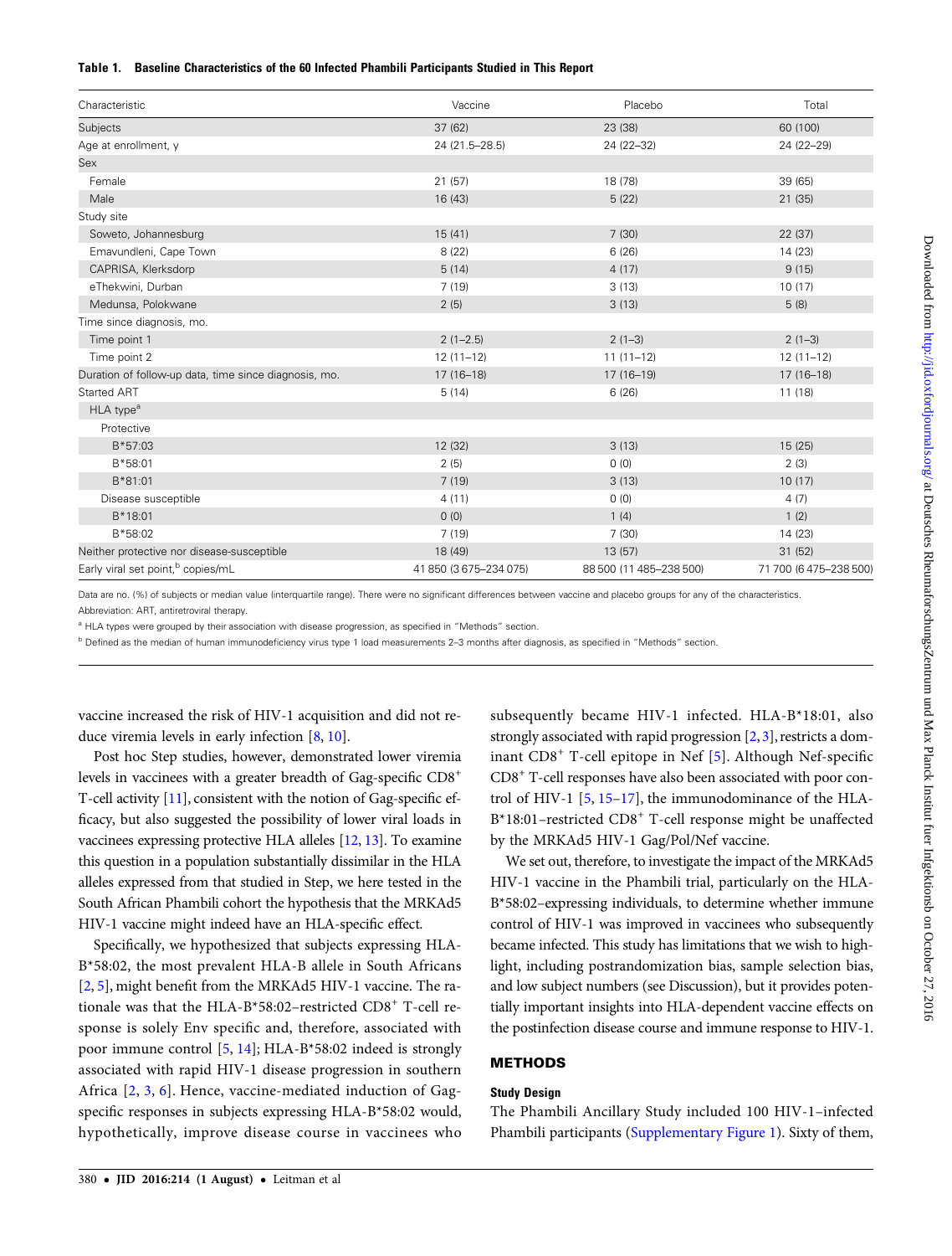**Table 1. Baseline Characteristics of the 60 Infected Phambili Participants Studied in This Report**

| Characteristic | Vaccine | Placebo | Total |
|---|---|---|---|
| Subjects | 37 (62) | 23 (38) | 60 (100) |
| Age at enrollment, y | 24 (21.5–28.5) | 24 (22–32) | 24 (22–29) |
| Sex | | | |
| Female | 21 (57) | 18 (78) | 39 (65) |
| Male | 16 (43) | 5 (22) | 21 (35) |
| Study site | | | |
| Soweto, Johannesburg | 15 (41) | 7 (30) | 22 (37) |
| Emavundleni, Cape Town | 8 (22) | 6 (26) | 14 (23) |
| CAPRISA, Klerksdorp | 5 (14) | 4 (17) | 9 (15) |
| eThekwini, Durban | 7 (19) | 3 (13) | 10 (17) |
| Medunsa, Polokwane | 2 (5) | 3 (13) | 5 (8) |
| Time since diagnosis, mo. | | | |
| Time point 1 | 2 (1–2.5) | 2 (1–3) | 2 (1–3) |
| Time point 2 | 12 (11–12) | 11 (11–12) | 12 (11–12) |
| Duration of follow-up data, time since diagnosis, mo. | 17 (16–18) | 17 (16–19) | 17 (16–18) |
| Started ART | 5 (14) | 6 (26) | 11 (18) |
| HLA type[a] | | | |
| Protective | | | |
| B*57:03 | 12 (32) | 3 (13) | 15 (25) |
| B*58:01 | 2 (5) | 0 (0) | 2 (3) |
| B*81:01 | 7 (19) | 3 (13) | 10 (17) |
| Disease susceptible | 4 (11) | 0 (0) | 4 (7) |
| B*18:01 | 0 (0) | 1 (4) | 1 (2) |
| B*58:02 | 7 (19) | 7 (30) | 14 (23) |
| Neither protective nor disease-susceptible | 18 (49) | 13 (57) | 31 (52) |
| Early viral set point,[b] copies/mL | 41 850 (3 675–234 075) | 88 500 (11 485–238 500) | 71 700 (6 475–238 500) |

Data are no. (%) of subjects or median value (interquartile range). There were no significant differences between vaccine and placebo groups for any of the characteristics.

Abbreviation: ART, antiretroviral therapy.

[a] HLA types were grouped by their association with disease progression, as specified in "Methods" section.

[b] Defined as the median of human immunodeficiency virus type 1 load measurements 2–3 months after diagnosis, as specified in "Methods" section.

vaccine increased the risk of HIV-1 acquisition and did not reduce viremia levels in early infection [8, 10].

Post hoc Step studies, however, demonstrated lower viremia levels in vaccinees with a greater breadth of Gag-specific CD8+ T-cell activity [11], consistent with the notion of Gag-specific efficacy, but also suggested the possibility of lower viral loads in vaccinees expressing protective HLA alleles [12, 13]. To examine this question in a population substantially dissimilar in the HLA alleles expressed from that studied in Step, we here tested in the South African Phambili cohort the hypothesis that the MRKAd5 HIV-1 vaccine might indeed have an HLA-specific effect.

Specifically, we hypothesized that subjects expressing HLA-B*58:02, the most prevalent HLA-B allele in South Africans [2, 5], might benefit from the MRKAd5 HIV-1 vaccine. The rationale was that the HLA-B*58:02–restricted CD8+ T-cell response is solely Env specific and, therefore, associated with poor immune control [5, 14]; HLA-B*58:02 indeed is strongly associated with rapid HIV-1 disease progression in southern Africa [2, 3, 6]. Hence, vaccine-mediated induction of Gag-specific responses in subjects expressing HLA-B*58:02 would, hypothetically, improve disease course in vaccinees who subsequently became HIV-1 infected. HLA-B*18:01, also strongly associated with rapid progression [2, 3], restricts a dominant CD8+ T-cell epitope in Nef [5]. Although Nef-specific CD8+ T-cell responses have also been associated with poor control of HIV-1 [5, 15–17], the immunodominance of the HLA-B*18:01–restricted CD8+ T-cell response might be unaffected by the MRKAd5 HIV-1 Gag/Pol/Nef vaccine.

We set out, therefore, to investigate the impact of the MRKAd5 HIV-1 vaccine in the Phambili trial, particularly on the HLA-B*58:02–expressing individuals, to determine whether immune control of HIV-1 was improved in vaccinees who subsequently became infected. This study has limitations that we wish to highlight, including postrandomization bias, sample selection bias, and low subject numbers (see Discussion), but it provides potentially important insights into HLA-dependent vaccine effects on the postinfection disease course and immune response to HIV-1.

## METHODS

### Study Design

The Phambili Ancillary Study included 100 HIV-1–infected Phambili participants (Supplementary Figure 1). Sixty of them,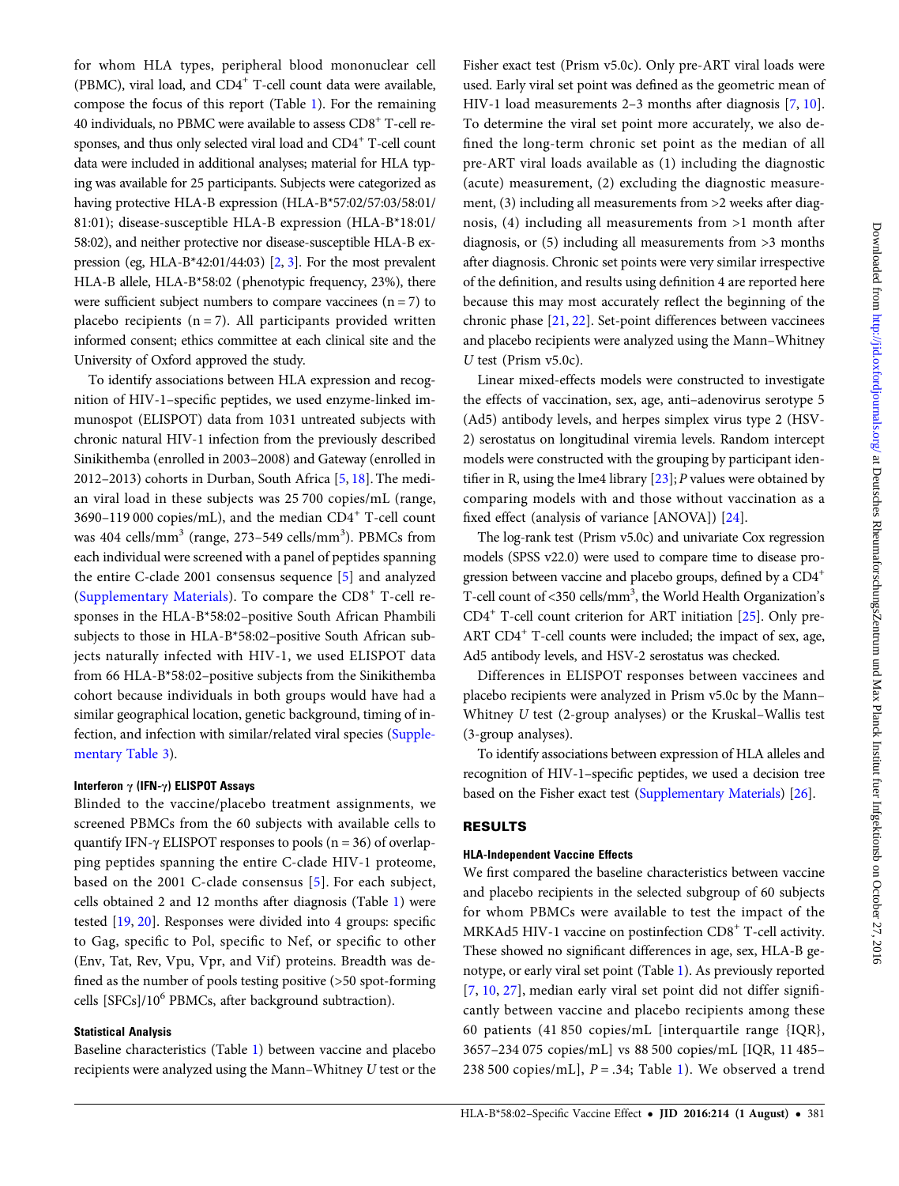for whom HLA types, peripheral blood mononuclear cell (PBMC), viral load, and $CD4^+$ T-cell count data were available, compose the focus of this report (Table 1). For the remaining 40 individuals, no PBMC were available to assess $CD8^+$ T-cell responses, and thus only selected viral load and $CD4^+$ T-cell count data were included in additional analyses; material for HLA typing was available for 25 participants. Subjects were categorized as having protective HLA-B expression (HLA-B*57:02/57:03/58:01/81:01); disease-susceptible HLA-B expression (HLA-B*18:01/58:02), and neither protective nor disease-susceptible HLA-B expression (eg, HLA-B*42:01/44:03) [2, 3]. For the most prevalent HLA-B allele, HLA-B*58:02 (phenotypic frequency, 23%), there were sufficient subject numbers to compare vaccinees (n = 7) to placebo recipients (n = 7). All participants provided written informed consent; ethics committee at each clinical site and the University of Oxford approved the study.

To identify associations between HLA expression and recognition of HIV-1–specific peptides, we used enzyme-linked immunospot (ELISPOT) data from 1031 untreated subjects with chronic natural HIV-1 infection from the previously described Sinikithemba (enrolled in 2003–2008) and Gateway (enrolled in 2012–2013) cohorts in Durban, South Africa [5, 18]. The median viral load in these subjects was 25 700 copies/mL (range, 3690–119 000 copies/mL), and the median $CD4^+$ T-cell count was 404 cells/mm$^3$ (range, 273–549 cells/mm$^3$). PBMCs from each individual were screened with a panel of peptides spanning the entire C-clade 2001 consensus sequence [5] and analyzed (Supplementary Materials). To compare the $CD8^+$ T-cell responses in the HLA-B*58:02–positive South African Phambili subjects to those in HLA-B*58:02–positive South African subjects naturally infected with HIV-1, we used ELISPOT data from 66 HLA-B*58:02–positive subjects from the Sinikithemba cohort because individuals in both groups would have had a similar geographical location, genetic background, timing of infection, and infection with similar/related viral species (Supplementary Table 3).

#### Interferon γ (IFN-γ) ELISPOT Assays

Blinded to the vaccine/placebo treatment assignments, we screened PBMCs from the 60 subjects with available cells to quantify IFN-γ ELISPOT responses to pools (n = 36) of overlapping peptides spanning the entire C-clade HIV-1 proteome, based on the 2001 C-clade consensus [5]. For each subject, cells obtained 2 and 12 months after diagnosis (Table 1) were tested [19, 20]. Responses were divided into 4 groups: specific to Gag, specific to Pol, specific to Nef, or specific to other (Env, Tat, Rev, Vpu, Vpr, and Vif) proteins. Breadth was defined as the number of pools testing positive (>50 spot-forming cells [SFCs]/$10^6$ PBMCs, after background subtraction).

#### Statistical Analysis

Baseline characteristics (Table 1) between vaccine and placebo recipients were analyzed using the Mann–Whitney *U* test or the Fisher exact test (Prism v5.0c). Only pre-ART viral loads were used. Early viral set point was defined as the geometric mean of HIV-1 load measurements 2–3 months after diagnosis [7, 10]. To determine the viral set point more accurately, we also defined the long-term chronic set point as the median of all pre-ART viral loads available as (1) including the diagnostic (acute) measurement, (2) excluding the diagnostic measurement, (3) including all measurements from >2 weeks after diagnosis, (4) including all measurements from >1 month after diagnosis, or (5) including all measurements from >3 months after diagnosis. Chronic set points were very similar irrespective of the definition, and results using definition 4 are reported here because this may most accurately reflect the beginning of the chronic phase [21, 22]. Set-point differences between vaccinees and placebo recipients were analyzed using the Mann–Whitney *U* test (Prism v5.0c).

Linear mixed-effects models were constructed to investigate the effects of vaccination, sex, age, anti–adenovirus serotype 5 (Ad5) antibody levels, and herpes simplex virus type 2 (HSV-2) serostatus on longitudinal viremia levels. Random intercept models were constructed with the grouping by participant identifier in R, using the lme4 library [23]; *P* values were obtained by comparing models with and those without vaccination as a fixed effect (analysis of variance [ANOVA]) [24].

The log-rank test (Prism v5.0c) and univariate Cox regression models (SPSS v22.0) were used to compare time to disease progression between vaccine and placebo groups, defined by a $CD4^+$ T-cell count of <350 cells/mm$^3$, the World Health Organization's $CD4^+$ T-cell count criterion for ART initiation [25]. Only pre-ART $CD4^+$ T-cell counts were included; the impact of sex, age, Ad5 antibody levels, and HSV-2 serostatus was checked.

Differences in ELISPOT responses between vaccinees and placebo recipients were analyzed in Prism v5.0c by the Mann–Whitney *U* test (2-group analyses) or the Kruskal–Wallis test (3-group analyses).

To identify associations between expression of HLA alleles and recognition of HIV-1–specific peptides, we used a decision tree based on the Fisher exact test (Supplementary Materials) [26].

## RESULTS

#### HLA-Independent Vaccine Effects

We first compared the baseline characteristics between vaccine and placebo recipients in the selected subgroup of 60 subjects for whom PBMCs were available to test the impact of the MRKAd5 HIV-1 vaccine on postinfection $CD8^+$ T-cell activity. These showed no significant differences in age, sex, HLA-B genotype, or early viral set point (Table 1). As previously reported [7, 10, 27], median early viral set point did not differ significantly between vaccine and placebo recipients among these 60 patients (41 850 copies/mL [interquartile range {IQR}, 3657–234 075 copies/mL] vs 88 500 copies/mL [IQR, 11 485–238 500 copies/mL], *P* = .34; Table 1). We observed a trend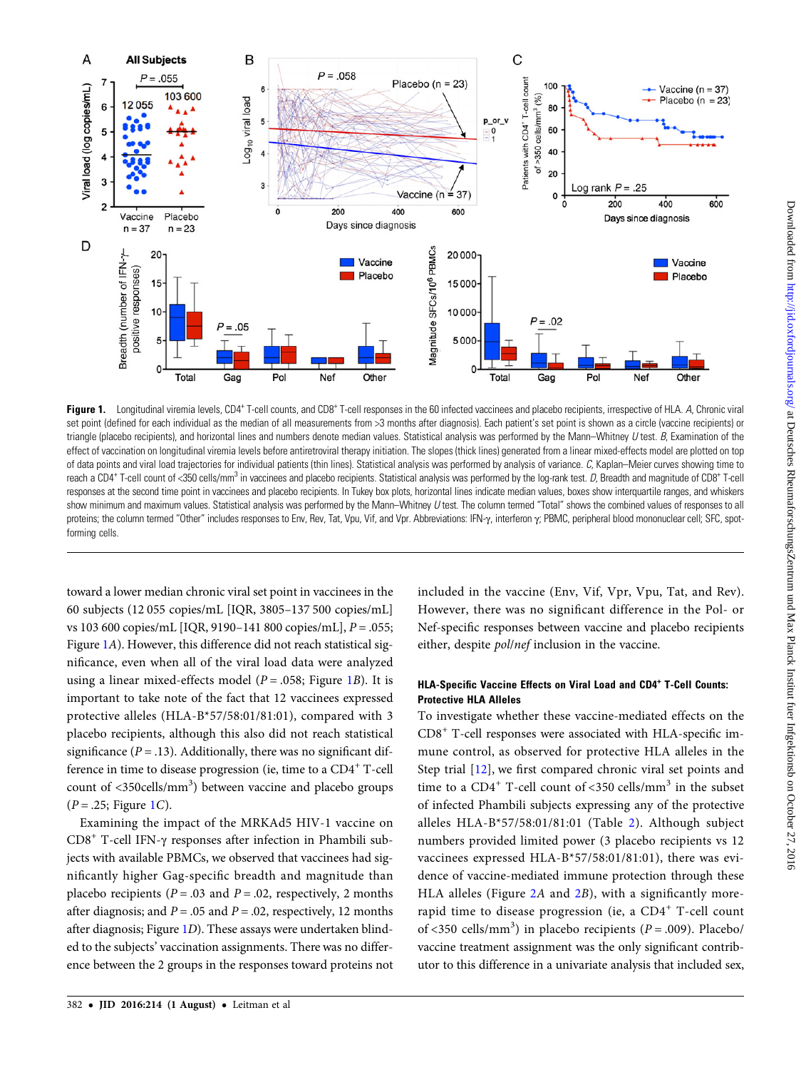A **All Subjects**

P = .055

12 055

103 600

Viral load (log copies/mL)

Vaccine n = 37

Placebo n = 23

B

P = .058

Placebo (n = 23)

Vaccine (n = 37)

Log10 viral load

Days since diagnosis

p_or_v 0 1

C

Vaccine (n = 37)

Placebo (n = 23)

Patients with CD4+ T-cell count of >350 cells/mm3 (%)

Log rank P = .25

Days since diagnosis

D

Breadth (number of IFN-γ–positive responses)

Vaccine

Placebo

P = .05

Total Gag Pol Nef Other

Magnitude SFCs/10^6 PBMCs

P = .02

Total Gag Pol Nef Other

**Figure 1.** Longitudinal viremia levels, $CD4^+$ T-cell counts, and $CD8^+$ T-cell responses in the 60 infected vaccinees and placebo recipients, irrespective of HLA. *A*, Chronic viral set point (defined for each individual as the median of all measurements from >3 months after diagnosis). Each patient's set point is shown as a circle (vaccine recipients) or triangle (placebo recipients), and horizontal lines and numbers denote median values. Statistical analysis was performed by the Mann–Whitney *U* test. *B*, Examination of the effect of vaccination on longitudinal viremia levels before antiretroviral therapy initiation. The slopes (thick lines) generated from a linear mixed-effects model are plotted on top of data points and viral load trajectories for individual patients (thin lines). Statistical analysis was performed by analysis of variance. *C*, Kaplan–Meier curves showing time to reach a $CD4^+$ T-cell count of <350 cells/mm$^3$ in vaccinees and placebo recipients. Statistical analysis was performed by the log-rank test. *D*, Breadth and magnitude of $CD8^+$ T-cell responses at the second time point in vaccinees and placebo recipients. In Tukey box plots, horizontal lines indicate median values, boxes show interquartile ranges, and whiskers show minimum and maximum values. Statistical analysis was performed by the Mann–Whitney *U* test. The column termed "Total" shows the combined values of responses to all proteins; the column termed "Other" includes responses to Env, Rev, Tat, Vpu, Vif, and Vpr. Abbreviations: IFN-γ, interferon γ; PBMC, peripheral blood mononuclear cell; SFC, spot-forming cells.

toward a lower median chronic viral set point in vaccinees in the 60 subjects (12 055 copies/mL [IQR, 3805–137 500 copies/mL] vs 103 600 copies/mL [IQR, 9190–141 800 copies/mL], $P = .055$; Figure 1*A*). However, this difference did not reach statistical significance, even when all of the viral load data were analyzed using a linear mixed-effects model ($P = .058$; Figure 1*B*). It is important to take note of the fact that 12 vaccinees expressed protective alleles (HLA-B*57/58:01/81:01), compared with 3 placebo recipients, although this also did not reach statistical significance ($P = .13$). Additionally, there was no significant difference in time to disease progression (ie, time to a $CD4^+$ T-cell count of <350cells/mm$^3$) between vaccine and placebo groups ($P = .25$; Figure 1*C*).

Examining the impact of the MRKAd5 HIV-1 vaccine on $CD8^+$ T-cell IFN-γ responses after infection in Phambili subjects with available PBMCs, we observed that vaccinees had significantly higher Gag-specific breadth and magnitude than placebo recipients ($P = .03$ and $P = .02$, respectively, 2 months after diagnosis; and $P = .05$ and $P = .02$, respectively, 12 months after diagnosis; Figure 1*D*). These assays were undertaken blinded to the subjects' vaccination assignments. There was no difference between the 2 groups in the responses toward proteins not included in the vaccine (Env, Vif, Vpr, Vpu, Tat, and Rev). However, there was no significant difference in the Pol- or Nef-specific responses between vaccine and placebo recipients either, despite *pol*/*nef* inclusion in the vaccine.

#### HLA-Specific Vaccine Effects on Viral Load and $CD4^+$ T-Cell Counts: Protective HLA Alleles

To investigate whether these vaccine-mediated effects on the $CD8^+$ T-cell responses were associated with HLA-specific immune control, as observed for protective HLA alleles in the Step trial [12], we first compared chronic viral set points and time to a $CD4^+$ T-cell count of <350 cells/mm$^3$ in the subset of infected Phambili subjects expressing any of the protective alleles HLA-B*57/58:01/81:01 (Table 2). Although subject numbers provided limited power (3 placebo recipients vs 12 vaccinees expressed HLA-B*57/58:01/81:01), there was evidence of vaccine-mediated immune protection through these HLA alleles (Figure 2*A* and 2*B*), with a significantly more-rapid time to disease progression (ie, a $CD4^+$ T-cell count of <350 cells/mm$^3$) in placebo recipients ($P = .009$). Placebo/vaccine treatment assignment was the only significant contributor to this difference in a univariate analysis that included sex,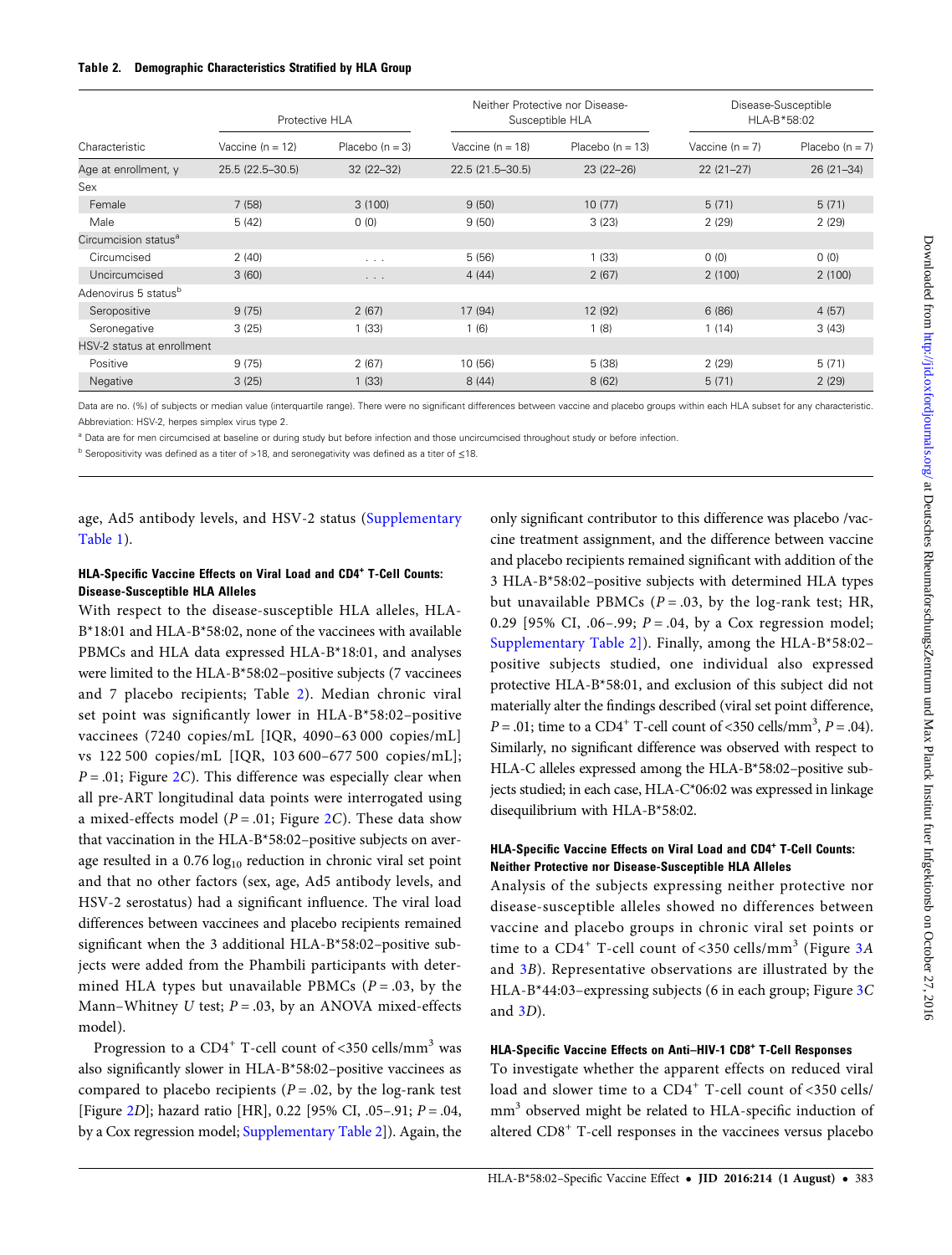**Table 2. Demographic Characteristics Stratified by HLA Group**

| Characteristic | Protective HLA | | Neither Protective nor Disease-Susceptible HLA | | Disease-Susceptible HLA-B*58:02 | |
|---|---|---|---|---|---|---|
| | Vaccine (n = 12) | Placebo (n = 3) | Vaccine (n = 18) | Placebo (n = 13) | Vaccine (n = 7) | Placebo (n = 7) |
| Age at enrollment, y | 25.5 (22.5–30.5) | 32 (22–32) | 22.5 (21.5–30.5) | 23 (22–26) | 22 (21–27) | 26 (21–34) |
| Sex | | | | | | |
| Female | 7 (58) | 3 (100) | 9 (50) | 10 (77) | 5 (71) | 5 (71) |
| Male | 5 (42) | 0 (0) | 9 (50) | 3 (23) | 2 (29) | 2 (29) |
| Circumcision status[a] | | | | | | |
| Circumcised | 2 (40) | . . . | 5 (56) | 1 (33) | 0 (0) | 0 (0) |
| Uncircumcised | 3 (60) | . . . | 4 (44) | 2 (67) | 2 (100) | 2 (100) |
| Adenovirus 5 status[b] | | | | | | |
| Seropositive | 9 (75) | 2 (67) | 17 (94) | 12 (92) | 6 (86) | 4 (57) |
| Seronegative | 3 (25) | 1 (33) | 1 (6) | 1 (8) | 1 (14) | 3 (43) |
| HSV-2 status at enrollment | | | | | | |
| Positive | 9 (75) | 2 (67) | 10 (56) | 5 (38) | 2 (29) | 5 (71) |
| Negative | 3 (25) | 1 (33) | 8 (44) | 8 (62) | 5 (71) | 2 (29) |

Data are no. (%) of subjects or median value (interquartile range). There were no significant differences between vaccine and placebo groups within each HLA subset for any characteristic.
Abbreviation: HSV-2, herpes simplex virus type 2.

[a] Data are for men circumcised at baseline or during study but before infection and those uncircumcised throughout study or before infection.

[b] Seropositivity was defined as a titer of >18, and seronegativity was defined as a titer of ≤18.

age, Ad5 antibody levels, and HSV-2 status (Supplementary Table 1).

#### HLA-Specific Vaccine Effects on Viral Load and $CD4^+$ T-Cell Counts: Disease-Susceptible HLA Alleles

With respect to the disease-susceptible HLA alleles, HLA-B*18:01 and HLA-B*58:02, none of the vaccinees with available PBMCs and HLA data expressed HLA-B*18:01, and analyses were limited to the HLA-B*58:02–positive subjects (7 vaccinees and 7 placebo recipients; Table 2). Median chronic viral set point was significantly lower in HLA-B*58:02–positive vaccinees (7240 copies/mL [IQR, 4090–63 000 copies/mL] vs 122 500 copies/mL [IQR, 103 600–677 500 copies/mL]; $P = .01$; Figure 2C). This difference was especially clear when all pre-ART longitudinal data points were interrogated using a mixed-effects model ($P = .01$; Figure 2C). These data show that vaccination in the HLA-B*58:02–positive subjects on average resulted in a 0.76 $\log_{10}$ reduction in chronic viral set point and that no other factors (sex, age, Ad5 antibody levels, and HSV-2 serostatus) had a significant influence. The viral load differences between vaccinees and placebo recipients remained significant when the 3 additional HLA-B*58:02–positive subjects were added from the Phambili participants with determined HLA types but unavailable PBMCs ($P = .03$, by the Mann–Whitney *U* test; $P = .03$, by an ANOVA mixed-effects model).

Progression to a $CD4^+$ T-cell count of <350 cells/$mm^3$ was also significantly slower in HLA-B*58:02–positive vaccinees as compared to placebo recipients ($P = .02$, by the log-rank test [Figure 2D]; hazard ratio [HR], 0.22 [95% CI, .05–.91; $P = .04$, by a Cox regression model; Supplementary Table 2]). Again, the only significant contributor to this difference was placebo /vaccine treatment assignment, and the difference between vaccine and placebo recipients remained significant with addition of the 3 HLA-B*58:02–positive subjects with determined HLA types but unavailable PBMCs ($P = .03$, by the log-rank test; HR, 0.29 [95% CI, .06–.99; $P = .04$, by a Cox regression model; Supplementary Table 2]). Finally, among the HLA-B*58:02–positive subjects studied, one individual also expressed protective HLA-B*58:01, and exclusion of this subject did not materially alter the findings described (viral set point difference, $P = .01$; time to a $CD4^+$ T-cell count of <350 cells/$mm^3$, $P = .04$). Similarly, no significant difference was observed with respect to HLA-C alleles expressed among the HLA-B*58:02–positive subjects studied; in each case, HLA-C*06:02 was expressed in linkage disequilibrium with HLA-B*58:02.

#### HLA-Specific Vaccine Effects on Viral Load and $CD4^+$ T-Cell Counts: Neither Protective nor Disease-Susceptible HLA Alleles

Analysis of the subjects expressing neither protective nor disease-susceptible alleles showed no differences between vaccine and placebo groups in chronic viral set points or time to a $CD4^+$ T-cell count of <350 cells/$mm^3$ (Figure 3A and 3B). Representative observations are illustrated by the HLA-B*44:03–expressing subjects (6 in each group; Figure 3C and 3D).

#### HLA-Specific Vaccine Effects on Anti–HIV-1 $CD8^+$ T-Cell Responses

To investigate whether the apparent effects on reduced viral load and slower time to a $CD4^+$ T-cell count of <350 cells/$mm^3$ observed might be related to HLA-specific induction of altered $CD8^+$ T-cell responses in the vaccinees versus placebo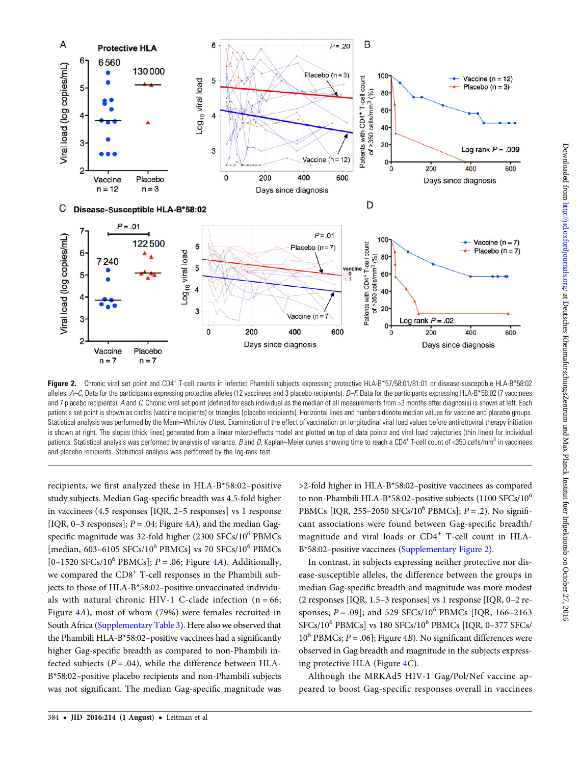A

Protective HLA

Viral load (log copies/mL)

6 560

130 000

Vaccine n = 12

Placebo n = 3

P = .20

Placebo (n = 3)

Vaccine (n = 12)

$Log_{10}$ viral load

Days since diagnosis

B

Patients with CD4+ T-cell count of >350 cells/mm3 (%)

Vaccine (n = 12)

Placebo (n = 3)

Log rank P = .009

Days since diagnosis

C Disease-Susceptible HLA-B*58:02

P = .01

7 240

122 500

Vaccine n = 7

Placebo n = 7

P = .01

Placebo (n = 7)

Vaccine (n = 7)

D

Vaccine (n = 7)

Placebo (n = 7)

Log rank P = .02

Days since diagnosis

**Figure 2.** Chronic viral set point and $CD4^+$ T-cell counts in infected Phambili subjects expressing protective HLA-B*57/58:01/81:01 or disease-susceptible HLA-B*58:02 alleles. *A–C*, Data for the participants expressing protective alleles (12 vaccinees and 3 placebo recipients). *D–F*, Data for the participants expressing HLA-B*58:02 (7 vaccinees and 7 placebo recipients). *A* and *C*, Chronic viral set point (defined for each individual as the median of all measurements from >3 months after diagnosis) is shown at left. Each patient's set point is shown as circles (vaccine recipients) or triangles (placebo recipients). Horizontal lines and numbers denote median values for vaccine and placebo groups. Statistical analysis was performed by the Mann–Whitney *U* test. Examination of the effect of vaccination on longitudinal viral load values before antiretroviral therapy initiation is shown at right. The slopes (thick lines) generated from a linear mixed-effects model are plotted on top of data points and viral load trajectories (thin lines) for individual patients. Statistical analysis was performed by analysis of variance. *B* and *D*, Kaplan–Meier curves showing time to reach a $CD4^+$ T-cell count of <350 cells/$mm^3$ in vaccinees and placebo recipients. Statistical analysis was performed by the log-rank test.

recipients, we first analyzed these in HLA-B*58:02–positive study subjects. Median Gag-specific breadth was 4.5-fold higher in vaccinees (4.5 responses [IQR, 2–5 responses] vs 1 response [IQR, 0–3 responses]; $P = .04$; Figure 4*A*), and the median Gag-specific magnitude was 32-fold higher (2300 SFCs/$10^6$ PBMCs [median, 603–6105 SFCs/$10^6$ PBMCs] vs 70 SFCs/$10^6$ PBMCs [0–1520 SFCs/$10^6$ PBMCs]; $P = .06$; Figure 4*A*). Additionally, we compared the $CD8^+$ T-cell responses in the Phambili subjects to those of HLA-B*58:02–positive unvaccinated individuals with natural chronic HIV-1 C-clade infection (n = 66; Figure 4*A*), most of whom (79%) were females recruited in South Africa (Supplementary Table 3). Here also we observed that the Phambili HLA-B*58:02–positive vaccinees had a significantly higher Gag-specific breadth as compared to non-Phambili infected subjects ($P = .04$), while the difference between HLA-B*58:02–positive placebo recipients and non-Phambili subjects was not significant. The median Gag-specific magnitude was >2-fold higher in HLA-B*58:02–positive vaccinees as compared to non-Phambili HLA-B*58:02–positive subjects (1100 SFCs/$10^6$ PBMCs [IQR, 255–2050 SFCs/$10^6$ PBMCs]; $P = .2$). No significant associations were found between Gag-specific breadth/magnitude and viral loads or $CD4^+$ T-cell count in HLA-B*58:02–positive vaccinees (Supplementary Figure 2).

In contrast, in subjects expressing neither protective nor disease-susceptible alleles, the difference between the groups in median Gag-specific breadth and magnitude was more modest (2 responses [IQR, 1.5–3 responses] vs 1 response [IQR, 0–2 responses; $P = .09$]; and 529 SFCs/$10^6$ PBMCs [IQR, 166–2163 SFCs/$10^6$ PBMCs] vs 180 SFCs/$10^6$ PBMCs [IQR, 0–377 SFCs/$10^6$ PBMCs; $P = .06$]; Figure 4*B*). No significant differences were observed in Gag breadth and magnitude in the subjects expressing protective HLA (Figure 4*C*).

Although the MRKAd5 HIV-1 Gag/Pol/Nef vaccine appeared to boost Gag-specific responses overall in vaccinees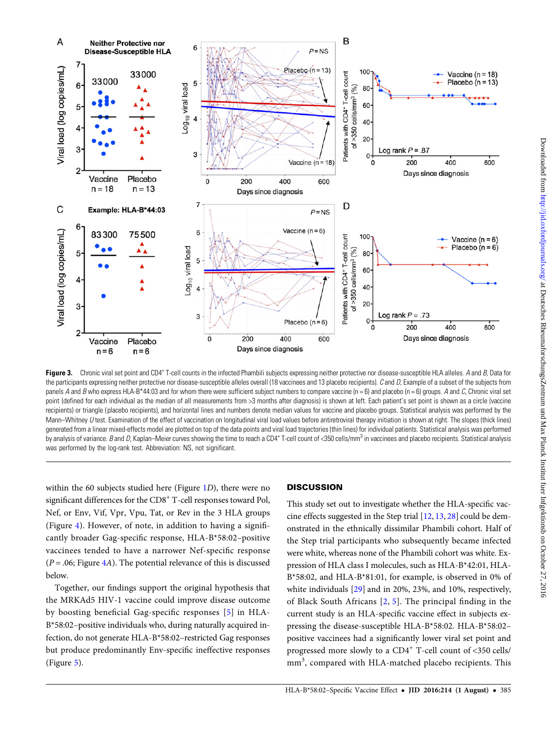A

Neither Protective nor Disease-Susceptible HLA

Viral load (log copies/mL)

33000

33000

Vaccine n = 18

Placebo n = 13

Log10 viral load

P = NS

Placebo (n = 13)

Vaccine (n = 18)

Days since diagnosis

B

Patients with CD4+ T-cell count of >350 cells/mm3 (%)

Vaccine (n = 18)

Placebo (n = 13)

Log rank P = .87

Days since diagnosis

C

Example: HLA-B*44:03

Viral load (log copies/mL)

83300

75500

Vaccine n = 6

Placebo n = 6

Log10 viral load

P = NS

Vaccine (n = 6)

Placebo (n = 6)

Days since diagnosis

D

Patients with CD4+ T-cell count of >350 cells/mm3 (%)

Vaccine (n = 6)

Placebo (n = 6)

Log rank P = .73

Days since diagnosis

**Figure 3.** Chronic viral set point and CD4+ T-cell counts in the infected Phambili subjects expressing neither protective nor disease-susceptible HLA alleles. *A* and *B*, Data for the participants expressing neither protective nor disease-susceptible alleles overall (18 vaccinees and 13 placebo recipients). *C* and *D*, Example of a subset of the subjects from panels *A* and *B* who express HLA-B*44:03 and for whom there were sufficient subject numbers to compare vaccine (n = 6) and placebo (n = 6) groups. *A* and *C*, Chronic viral set point (defined for each individual as the median of all measurements from >3 months after diagnosis) is shown at left. Each patient's set point is shown as a circle (vaccine recipients) or triangle (placebo recipients), and horizontal lines and numbers denote median values for vaccine and placebo groups. Statistical analysis was performed by the Mann–Whitney *U* test. Examination of the effect of vaccination on longitudinal viral load values before antiretroviral therapy initiation is shown at right. The slopes (thick lines) generated from a linear mixed-effects model are plotted on top of the data points and viral load trajectories (thin lines) for individual patients. Statistical analysis was performed by analysis of variance. *B* and *D*, Kaplan–Meier curves showing the time to reach a CD4+ T-cell count of <350 cells/mm3 in vaccinees and placebo recipients. Statistical analysis was performed by the log-rank test. Abbreviation: NS, not significant.

within the 60 subjects studied here (Figure 1*D*), there were no significant differences for the CD8+ T-cell responses toward Pol, Nef, or Env, Vif, Vpr, Vpu, Tat, or Rev in the 3 HLA groups (Figure 4). However, of note, in addition to having a significantly broader Gag-specific response, HLA-B*58:02–positive vaccinees tended to have a narrower Nef-specific response ($P = .06$; Figure 4*A*). The potential relevance of this is discussed below.

Together, our findings support the original hypothesis that the MRKAd5 HIV-1 vaccine could improve disease outcome by boosting beneficial Gag-specific responses [5] in HLA-B*58:02–positive individuals who, during naturally acquired infection, do not generate HLA-B*58:02–restricted Gag responses but produce predominantly Env-specific ineffective responses (Figure 5).

## DISCUSSION

This study set out to investigate whether the HLA-specific vaccine effects suggested in the Step trial [12, 13, 28] could be demonstrated in the ethnically dissimilar Phambili cohort. Half of the Step trial participants who subsequently became infected were white, whereas none of the Phambili cohort was white. Expression of HLA class I molecules, such as HLA-B*42:01, HLA-B*58:02, and HLA-B*81:01, for example, is observed in 0% of white individuals [29] and in 20%, 23%, and 10%, respectively, of Black South Africans [2, 5]. The principal finding in the current study is an HLA-specific vaccine effect in subjects expressing the disease-susceptible HLA-B*58:02. HLA-B*58:02–positive vaccinees had a significantly lower viral set point and progressed more slowly to a CD4+ T-cell count of <350 cells/mm3, compared with HLA-matched placebo recipients. This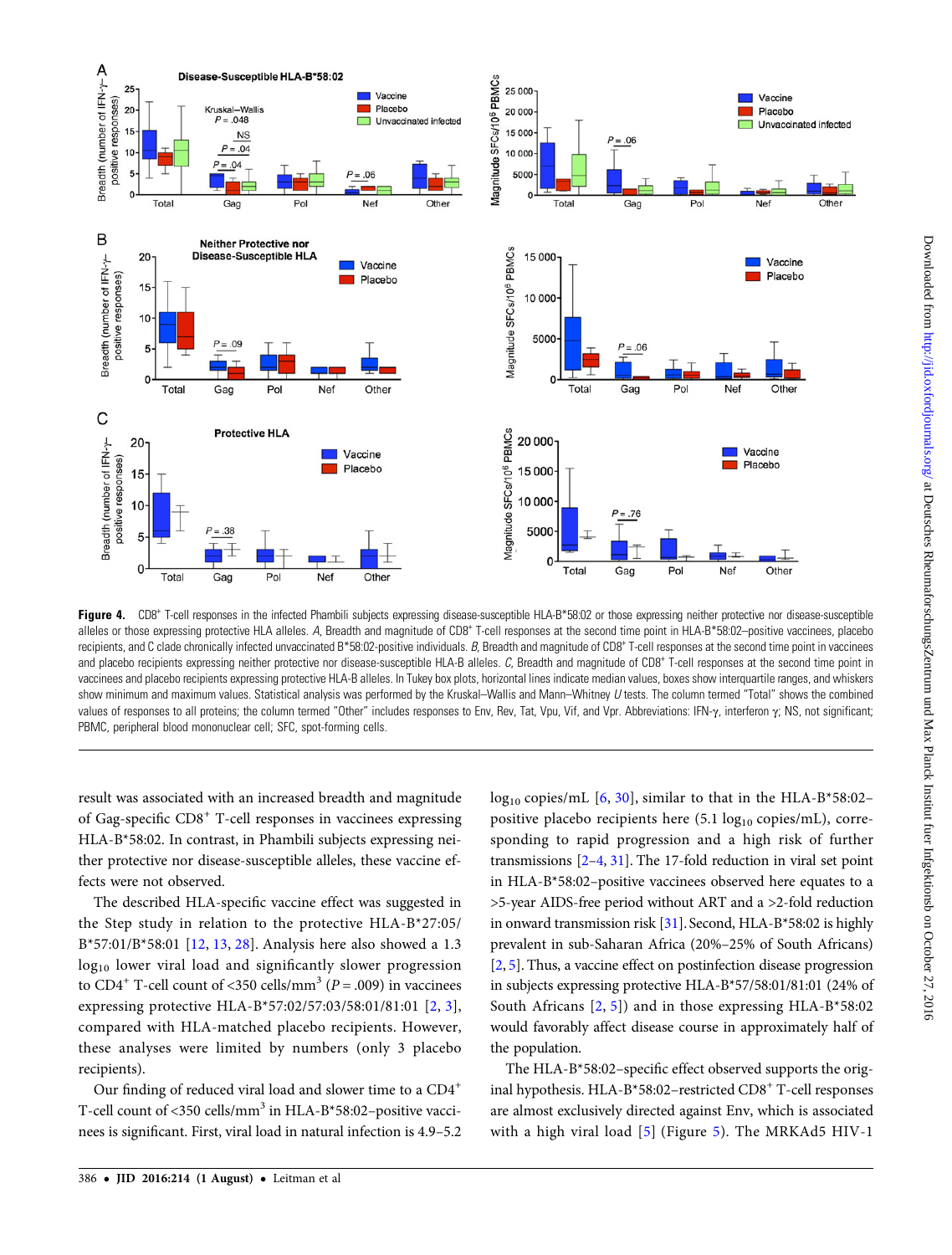A

Disease-Susceptible HLA-B*58:02

Breadth (number of IFN-γ–positive responses)

Kruskal–Wallis
P = .048

NS

P = .04

P = .04

P = .06

Vaccine
Placebo
Unvaccinated infected

Total Gag Pol Nef Other

Magnitude SFCs/10^6 PBMCs

P = .06

Vaccine
Placebo
Unvaccinated infected

Total Gag Pol Nef Other

B

Neither Protective nor Disease-Susceptible HLA

Breadth (number of IFN-γ–positive responses)

P = .09

Vaccine
Placebo

Total Gag Pol Nef Other

Magnitude SFCs/10^6 PBMCs

P = .06

Vaccine
Placebo

Total Gag Pol Nef Other

C

Protective HLA

Breadth (number of IFN-γ–positive responses)

P = .38

Vaccine
Placebo

Total Gag Pol Nef Other

Magnitude SFCs/10^6 PBMCs

P = .76

Vaccine
Placebo

Total Gag Pol Nef Other

**Figure 4.** CD8[+] T-cell responses in the infected Phambili subjects expressing disease-susceptible HLA-B*58:02 or those expressing neither protective nor disease-susceptible alleles or those expressing protective HLA alleles. *A*, Breadth and magnitude of CD8[+] T-cell responses at the second time point in HLA-B*58:02–positive vaccinees, placebo recipients, and C clade chronically infected unvaccinated B*58:02-positive individuals. *B*, Breadth and magnitude of CD8[+] T-cell responses at the second time point in vaccinees and placebo recipients expressing neither protective nor disease-susceptible HLA-B alleles. *C*, Breadth and magnitude of CD8[+] T-cell responses at the second time point in vaccinees and placebo recipients expressing protective HLA-B alleles. In Tukey box plots, horizontal lines indicate median values, boxes show interquartile ranges, and whiskers show minimum and maximum values. Statistical analysis was performed by the Kruskal–Wallis and Mann–Whitney *U* tests. The column termed "Total" shows the combined values of responses to all proteins; the column termed "Other" includes responses to Env, Rev, Tat, Vpu, Vif, and Vpr. Abbreviations: IFN-γ, interferon γ; NS, not significant; PBMC, peripheral blood mononuclear cell; SFC, spot-forming cells.

result was associated with an increased breadth and magnitude of Gag-specific CD8[+] T-cell responses in vaccinees expressing HLA-B*58:02. In contrast, in Phambili subjects expressing neither protective nor disease-susceptible alleles, these vaccine effects were not observed.

The described HLA-specific vaccine effect was suggested in the Step study in relation to the protective HLA-B*27:05/B*57:01/B*58:01 [12, 13, 28]. Analysis here also showed a 1.3 $\log_{10}$ lower viral load and significantly slower progression to CD4[+] T-cell count of <350 cells/mm$^3$ ($P = .009$) in vaccinees expressing protective HLA-B*57:02/57:03/58:01/81:01 [2, 3], compared with HLA-matched placebo recipients. However, these analyses were limited by numbers (only 3 placebo recipients).

Our finding of reduced viral load and slower time to a CD4[+] T-cell count of <350 cells/mm$^3$ in HLA-B*58:02–positive vaccinees is significant. First, viral load in natural infection is 4.9–5.2 $\log_{10}$ copies/mL [6, 30], similar to that in the HLA-B*58:02–positive placebo recipients here (5.1 $\log_{10}$ copies/mL), corresponding to rapid progression and a high risk of further transmissions [2–4, 31]. The 17-fold reduction in viral set point in HLA-B*58:02–positive vaccinees observed here equates to a >5-year AIDS-free period without ART and a >2-fold reduction in onward transmission risk [31]. Second, HLA-B*58:02 is highly prevalent in sub-Saharan Africa (20%–25% of South Africans) [2, 5]. Thus, a vaccine effect on postinfection disease progression in subjects expressing protective HLA-B*57/58:01/81:01 (24% of South Africans [2, 5]) and in those expressing HLA-B*58:02 would favorably affect disease course in approximately half of the population.

The HLA-B*58:02–specific effect observed supports the original hypothesis. HLA-B*58:02–restricted CD8[+] T-cell responses are almost exclusively directed against Env, which is associated with a high viral load [5] (Figure 5). The MRKAd5 HIV-1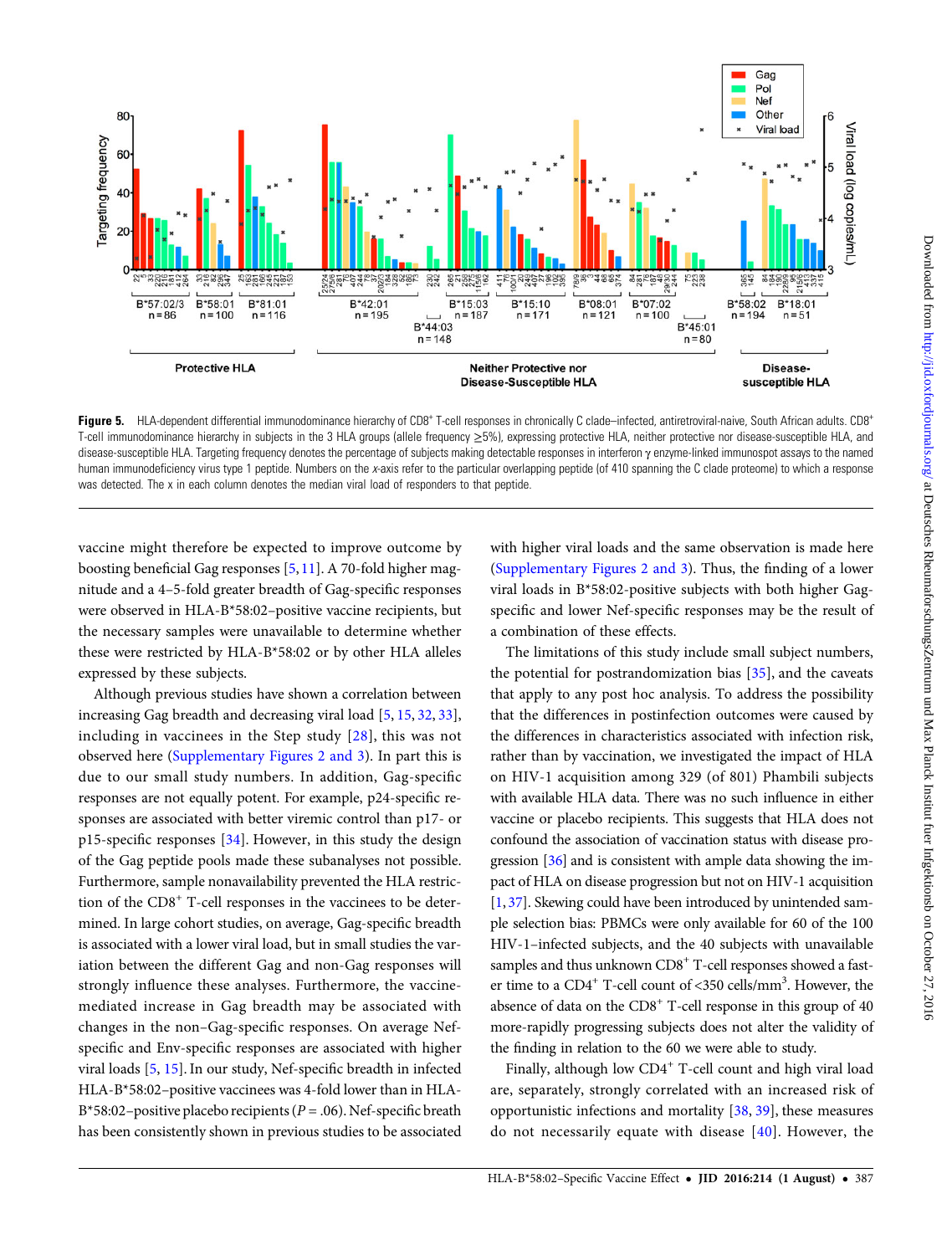**Figure 5.** HLA-dependent differential immunodominance hierarchy of CD8[+] T-cell responses in chronically C clade–infected, antiretroviral-naive, South African adults. CD8[+] T-cell immunodominance hierarchy in subjects in the 3 HLA groups (allele frequency ≥5%), expressing protective HLA, neither protective nor disease-susceptible HLA, and disease-susceptible HLA. Targeting frequency denotes the percentage of subjects making detectable responses in interferon γ enzyme-linked immunospot assays to the named human immunodeficiency virus type 1 peptide. Numbers on the x-axis refer to the particular overlapping peptide (of 410 spanning the C clade proteome) to which a response was detected. The x in each column denotes the median viral load of responders to that peptide.

vaccine might therefore be expected to improve outcome by boosting beneficial Gag responses [5, 11]. A 70-fold higher magnitude and a 4–5-fold greater breadth of Gag-specific responses were observed in HLA-B*58:02–positive vaccine recipients, but the necessary samples were unavailable to determine whether these were restricted by HLA-B*58:02 or by other HLA alleles expressed by these subjects.

Although previous studies have shown a correlation between increasing Gag breadth and decreasing viral load [5, 15, 32, 33], including in vaccinees in the Step study [28], this was not observed here (Supplementary Figures 2 and 3). In part this is due to our small study numbers. In addition, Gag-specific responses are not equally potent. For example, p24-specific responses are associated with better viremic control than p17- or p15-specific responses [34]. However, in this study the design of the Gag peptide pools made these subanalyses not possible. Furthermore, sample nonavailability prevented the HLA restriction of the CD8[+] T-cell responses in the vaccinees to be determined. In large cohort studies, on average, Gag-specific breadth is associated with a lower viral load, but in small studies the variation between the different Gag and non-Gag responses will strongly influence these analyses. Furthermore, the vaccine-mediated increase in Gag breadth may be associated with changes in the non–Gag-specific responses. On average Nef-specific and Env-specific responses are associated with higher viral loads [5, 15]. In our study, Nef-specific breadth in infected HLA-B*58:02–positive vaccinees was 4-fold lower than in HLA-B*58:02–positive placebo recipients ($P = .06$). Nef-specific breath has been consistently shown in previous studies to be associated with higher viral loads and the same observation is made here (Supplementary Figures 2 and 3). Thus, the finding of a lower viral loads in B*58:02-positive subjects with both higher Gag-specific and lower Nef-specific responses may be the result of a combination of these effects.

The limitations of this study include small subject numbers, the potential for postrandomization bias [35], and the caveats that apply to any post hoc analysis. To address the possibility that the differences in postinfection outcomes were caused by the differences in characteristics associated with infection risk, rather than by vaccination, we investigated the impact of HLA on HIV-1 acquisition among 329 (of 801) Phambili subjects with available HLA data. There was no such influence in either vaccine or placebo recipients. This suggests that HLA does not confound the association of vaccination status with disease progression [36] and is consistent with ample data showing the impact of HLA on disease progression but not on HIV-1 acquisition [1, 37]. Skewing could have been introduced by unintended sample selection bias: PBMCs were only available for 60 of the 100 HIV-1–infected subjects, and the 40 subjects with unavailable samples and thus unknown CD8[+] T-cell responses showed a faster time to a CD4[+] T-cell count of <350 cells/mm[3]. However, the absence of data on the CD8[+] T-cell response in this group of 40 more-rapidly progressing subjects does not alter the validity of the finding in relation to the 60 we were able to study.

Finally, although low CD4[+] T-cell count and high viral load are, separately, strongly correlated with an increased risk of opportunistic infections and mortality [38, 39], these measures do not necessarily equate with disease [40]. However, the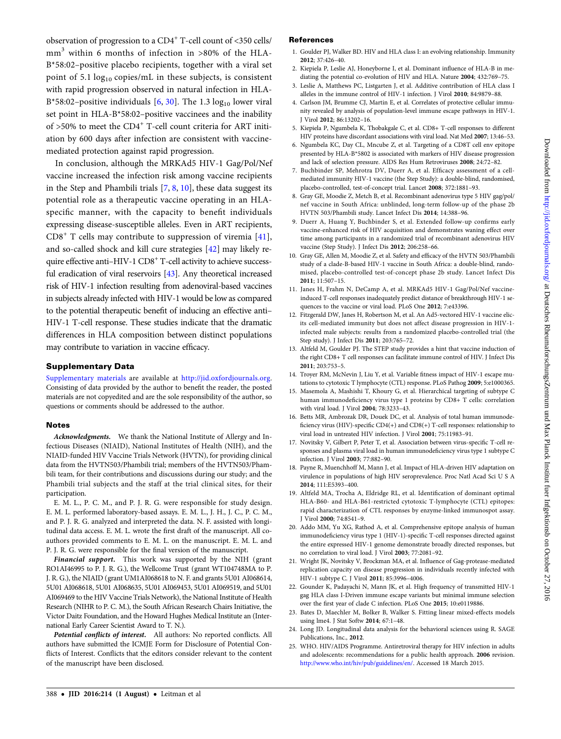observation of progression to a $CD4^+$ T-cell count of <350 cells/$mm^3$ within 6 months of infection in >80% of the HLA-B*58:02–positive placebo recipients, together with a viral set point of 5.1 $log_{10}$ copies/mL in these subjects, is consistent with rapid progression observed in natural infection in HLA-B*58:02–positive individuals [6, 30]. The 1.3 $log_{10}$ lower viral set point in HLA-B*58:02–positive vaccinees and the inability of >50% to meet the $CD4^+$ T-cell count criteria for ART initiation by 600 days after infection are consistent with vaccine-mediated protection against rapid progression.

In conclusion, although the MRKAd5 HIV-1 Gag/Pol/Nef vaccine increased the infection risk among vaccine recipients in the Step and Phambili trials [7, 8, 10], these data suggest its potential role as a therapeutic vaccine operating in an HLA-specific manner, with the capacity to benefit individuals expressing disease-susceptible alleles. Even in ART recipients, $CD8^+$ T cells may contribute to suppression of viremia [41], and so-called shock and kill cure strategies [42] may likely require effective anti–HIV-1 $CD8^+$ T-cell activity to achieve successful eradication of viral reservoirs [43]. Any theoretical increased risk of HIV-1 infection resulting from adenoviral-based vaccines in subjects already infected with HIV-1 would be low as compared to the potential therapeutic benefit of inducing an effective anti–HIV-1 T-cell response. These studies indicate that the dramatic differences in HLA composition between distinct populations may contribute to variation in vaccine efficacy.

## Supplementary Data

Supplementary materials are available at http://jid.oxfordjournals.org. Consisting of data provided by the author to benefit the reader, the posted materials are not copyedited and are the sole responsibility of the author, so questions or comments should be addressed to the author.

## Notes

***Acknowledgments.*** We thank the National Institute of Allergy and Infectious Diseases (NIAID), National Institutes of Health (NIH), and the NIAID-funded HIV Vaccine Trials Network (HVTN), for providing clinical data from the HVTN503/Phambili trial; members of the HVTN503/Phambili team, for their contributions and discussions during our study; and the Phambili trial subjects and the staff at the trial clinical sites, for their participation.

E. M. L., P. C. M., and P. J. R. G. were responsible for study design. E. M. L. performed laboratory-based assays. E. M. L., J. H., J. C., P. C. M., and P. J. R. G. analyzed and interpreted the data. N. F. assisted with longitudinal data access. E. M. L. wrote the first draft of the manuscript. All coauthors provided comments to E. M. L. on the manuscript. E. M. L. and P. J. R. G. were responsible for the final version of the manuscript.

***Financial support.*** This work was supported by the NIH (grant RO1AI46995 to P. J. R. G.), the Wellcome Trust (grant WT104748MA to P. J. R. G.), the NIAID (grant UM1AI068618 to N. F. and grants 5U01 AI068614, 5U01 AI068618, 5U01 AI068635, 5U01 AI069453, 5U01 AI069519, and 5U01 AI069469 to the HIV Vaccine Trials Network), the National Institute of Health Research (NIHR to P. C. M.), the South African Research Chairs Initiative, the Victor Daitz Foundation, and the Howard Hughes Medical Institute an (International Early Career Scientist Award to T. N.).

***Potential conflicts of interest.*** All authors: No reported conflicts. All authors have submitted the ICMJE Form for Disclosure of Potential Conflicts of Interest. Conflicts that the editors consider relevant to the content of the manuscript have been disclosed.

## References

1. Goulder PJ, Walker BD. HIV and HLA class I: an evolving relationship. Immunity **2012**; 37:426–40.
2. Kiepiela P, Leslie AJ, Honeyborne I, et al. Dominant influence of HLA-B in mediating the potential co-evolution of HIV and HLA. Nature **2004**; 432:769–75.
3. Leslie A, Matthews PC, Listgarten J, et al. Additive contribution of HLA class I alleles in the immune control of HIV-1 infection. J Virol **2010**; 84:9879–88.
4. Carlson JM, Brumme CJ, Martin E, et al. Correlates of protective cellular immunity revealed by analysis of population-level immune escape pathways in HIV-1. J Virol **2012**; 86:13202–16.
5. Kiepiela P, Ngumbela K, Thobakgale C, et al. CD8+ T-cell responses to different HIV proteins have discordant associations with viral load. Nat Med **2007**; 13:46–53.
6. Ngumbela KC, Day CL, Mncube Z, et al. Targeting of a CD8T cell env epitope presented by HLA-B*5802 is associated with markers of HIV disease progression and lack of selection pressure. AIDS Res Hum Retroviruses **2008**; 24:72–82.
7. Buchbinder SP, Mehrotra DV, Duerr A, et al. Efficacy assessment of a cell-mediated immunity HIV-1 vaccine (the Step Study): a double-blind, randomised, placebo-controlled, test-of-concept trial. Lancet **2008**; 372:1881–93.
8. Gray GE, Moodie Z, Metch B, et al. Recombinant adenovirus type 5 HIV gag/pol/nef vaccine in South Africa: unblinded, long-term follow-up of the phase 2b HVTN 503/Phambili study. Lancet Infect Dis **2014**; 14:388–96.
9. Duerr A, Huang Y, Buchbinder S, et al. Extended follow-up confirms early vaccine-enhanced risk of HIV acquisition and demonstrates waning effect over time among participants in a randomized trial of recombinant adenovirus HIV vaccine (Step Study). J Infect Dis **2012**; 206:258–66.
10. Gray GE, Allen M, Moodie Z, et al. Safety and efficacy of the HVTN 503/Phambili study of a clade-B-based HIV-1 vaccine in South Africa: a double-blind, randomised, placebo-controlled test-of-concept phase 2b study. Lancet Infect Dis **2011**; 11:507–15.
11. Janes H, Frahm N, DeCamp A, et al. MRKAd5 HIV-1 Gag/Pol/Nef vaccine-induced T-cell responses inadequately predict distance of breakthrough HIV-1 sequences to the vaccine or viral load. PLoS One **2012**; 7:e43396.
12. Fitzgerald DW, Janes H, Robertson M, et al. An Ad5-vectored HIV-1 vaccine elicits cell-mediated immunity but does not affect disease progression in HIV-1-infected male subjects: results from a randomized placebo-controlled trial (the Step study). J Infect Dis **2011**; 203:765–72.
13. Altfeld M, Goulder PJ. The STEP study provides a hint that vaccine induction of the right CD8+ T cell responses can facilitate immune control of HIV. J Infect Dis **2011**; 203:753–5.
14. Troyer RM, McNevin J, Liu Y, et al. Variable fitness impact of HIV-1 escape mutations to cytotoxic T lymphocyte (CTL) response. PLoS Pathog **2009**; 5:e1000365.
15. Masemola A, Mashishi T, Khoury G, et al. Hierarchical targeting of subtype C human immunodeficiency virus type 1 proteins by CD8+ T cells: correlation with viral load. J Virol **2004**; 78:3233–43.
16. Betts MR, Ambrozak DR, Douek DC, et al. Analysis of total human immunodeficiency virus (HIV)-specific CD4(+) and CD8(+) T-cell responses: relationship to viral load in untreated HIV infection. J Virol **2001**; 75:11983–91.
17. Novitsky V, Gilbert P, Peter T, et al. Association between virus-specific T-cell responses and plasma viral load in human immunodeficiency virus type 1 subtype C infection. J Virol **2003**; 77:882–90.
18. Payne R, Muenchhoff M, Mann J, et al. Impact of HLA-driven HIV adaptation on virulence in populations of high HIV seroprevalence. Proc Natl Acad Sci U S A **2014**; 111:E5393–400.
19. Altfeld MA, Trocha A, Eldridge RL, et al. Identification of dominant optimal HLA-B60- and HLA-B61-restricted cytotoxic T-lymphocyte (CTL) epitopes: rapid characterization of CTL responses by enzyme-linked immunospot assay. J Virol **2000**; 74:8541–9.
20. Addo MM, Yu XG, Rathod A, et al. Comprehensive epitope analysis of human immunodeficiency virus type 1 (HIV-1)-specific T-cell responses directed against the entire expressed HIV-1 genome demonstrate broadly directed responses, but no correlation to viral load. J Virol **2003**; 77:2081–92.
21. Wright JK, Novitsky V, Brockman MA, et al. Influence of Gag-protease-mediated replication capacity on disease progression in individuals recently infected with HIV-1 subtype C. J Virol **2011**; 85:3996–4006.
22. Gounder K, Padayachi N, Mann JK, et al. High frequency of transmitted HIV-1 gag HLA class I-Driven immune escape variants but minimal immune selection over the first year of clade C infection. PLoS One **2015**; 10:e0119886.
23. Bates D, Maechler M, Bolker B, Walker S. Fitting linear mixed-effects models using lme4. J Stat Softw **2014**; 67:1–48.
24. Long JD. Longitudinal data analysis for the behavioral sciences using R. SAGE Publications, Inc., **2012**.
25. WHO. HIV/AIDS Programme. Antiretroviral therapy for HIV infection in adults and adolescents: recommendations for a public health approach. **2006** revision. http://www.who.int/hiv/pub/guidelines/en/. Accessed 18 March 2015.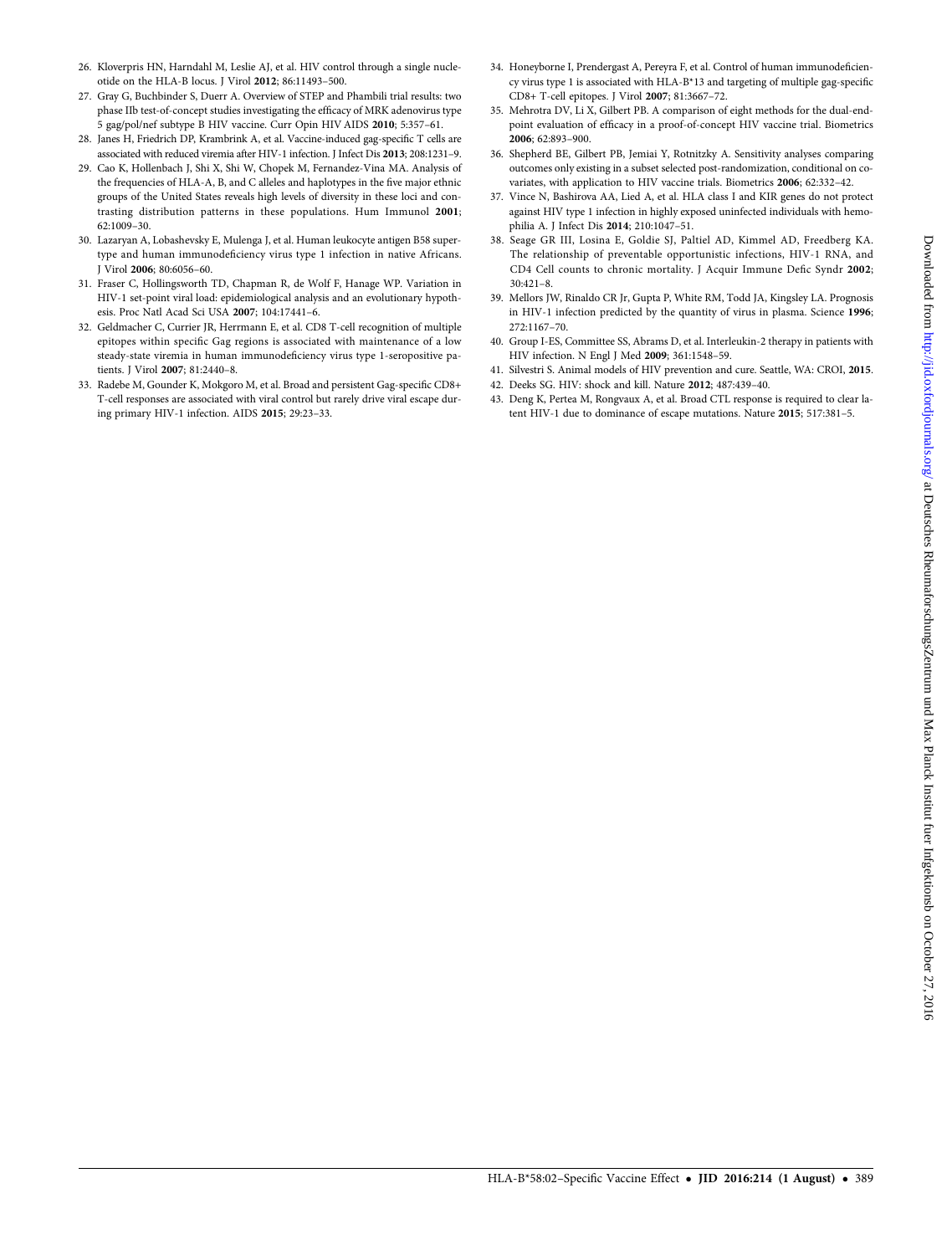26. Kloverpris HN, Harndahl M, Leslie AJ, et al. HIV control through a single nucleotide on the HLA-B locus. J Virol **2012**; 86:11493–500.
27. Gray G, Buchbinder S, Duerr A. Overview of STEP and Phambili trial results: two phase IIb test-of-concept studies investigating the efficacy of MRK adenovirus type 5 gag/pol/nef subtype B HIV vaccine. Curr Opin HIV AIDS **2010**; 5:357–61.
28. Janes H, Friedrich DP, Krambrink A, et al. Vaccine-induced gag-specific T cells are associated with reduced viremia after HIV-1 infection. J Infect Dis **2013**; 208:1231–9.
29. Cao K, Hollenbach J, Shi X, Shi W, Chopek M, Fernandez-Vina MA. Analysis of the frequencies of HLA-A, B, and C alleles and haplotypes in the five major ethnic groups of the United States reveals high levels of diversity in these loci and contrasting distribution patterns in these populations. Hum Immunol **2001**; 62:1009–30.
30. Lazaryan A, Lobashevsky E, Mulenga J, et al. Human leukocyte antigen B58 supertype and human immunodeficiency virus type 1 infection in native Africans. J Virol **2006**; 80:6056–60.
31. Fraser C, Hollingsworth TD, Chapman R, de Wolf F, Hanage WP. Variation in HIV-1 set-point viral load: epidemiological analysis and an evolutionary hypothesis. Proc Natl Acad Sci USA **2007**; 104:17441–6.
32. Geldmacher C, Currier JR, Herrmann E, et al. CD8 T-cell recognition of multiple epitopes within specific Gag regions is associated with maintenance of a low steady-state viremia in human immunodeficiency virus type 1-seropositive patients. J Virol **2007**; 81:2440–8.
33. Radebe M, Gounder K, Mokgoro M, et al. Broad and persistent Gag-specific CD8+ T-cell responses are associated with viral control but rarely drive viral escape during primary HIV-1 infection. AIDS **2015**; 29:23–33.
34. Honeyborne I, Prendergast A, Pereyra F, et al. Control of human immunodeficiency virus type 1 is associated with HLA-B*13 and targeting of multiple gag-specific CD8+ T-cell epitopes. J Virol **2007**; 81:3667–72.
35. Mehrotra DV, Li X, Gilbert PB. A comparison of eight methods for the dual-endpoint evaluation of efficacy in a proof-of-concept HIV vaccine trial. Biometrics **2006**; 62:893–900.
36. Shepherd BE, Gilbert PB, Jemiai Y, Rotnitzky A. Sensitivity analyses comparing outcomes only existing in a subset selected post-randomization, conditional on covariates, with application to HIV vaccine trials. Biometrics **2006**; 62:332–42.
37. Vince N, Bashirova AA, Lied A, et al. HLA class I and KIR genes do not protect against HIV type 1 infection in highly exposed uninfected individuals with hemophilia A. J Infect Dis **2014**; 210:1047–51.
38. Seage GR III, Losina E, Goldie SJ, Paltiel AD, Kimmel AD, Freedberg KA. The relationship of preventable opportunistic infections, HIV-1 RNA, and CD4 Cell counts to chronic mortality. J Acquir Immune Defic Syndr **2002**; 30:421–8.
39. Mellors JW, Rinaldo CR Jr, Gupta P, White RM, Todd JA, Kingsley LA. Prognosis in HIV-1 infection predicted by the quantity of virus in plasma. Science **1996**; 272:1167–70.
40. Group I-ES, Committee SS, Abrams D, et al. Interleukin-2 therapy in patients with HIV infection. N Engl J Med **2009**; 361:1548–59.
41. Silvestri S. Animal models of HIV prevention and cure. Seattle, WA: CROI, **2015**.
42. Deeks SG. HIV: shock and kill. Nature **2012**; 487:439–40.
43. Deng K, Pertea M, Rongvaux A, et al. Broad CTL response is required to clear latent HIV-1 due to dominance of escape mutations. Nature **2015**; 517:381–5.